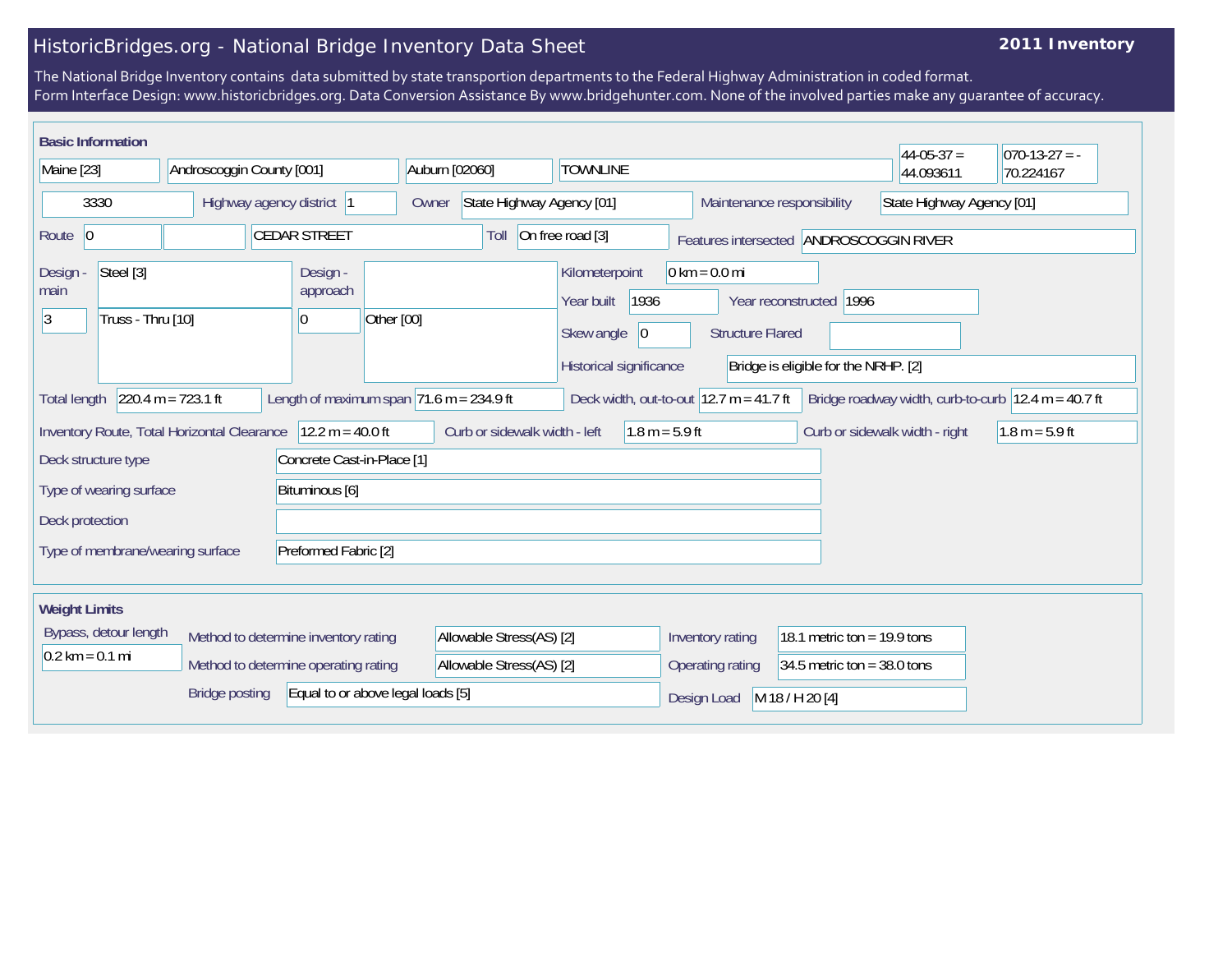# HistoricBridges.org - National Bridge Inventory Data Sheet

**2011 Inventory**

The National Bridge Inventory contains data submitted by state transportion departments to the Federal Highway Administration in coded format.
Form Interface Design: www.historicbridges.org. Data Conversion Assistance By www.bridgehunter.com. None of the involved parties make any guarantee of accuracy.

## Basic Information

| | |
|---|---|
| State | Maine [23] |
| County | Androscoggin County [001] |
| Place | Auburn [02060] |
| Location | TOWNLINE |
| Latitude | 44-05-37 = 44.093611 |
| Longitude | 070-13-27 = -70.224167 |
| Structure number | 3330 |
| Highway agency district | 1 |
| Owner | State Highway Agency [01] |
| Maintenance responsibility | State Highway Agency [01] |
| Route | 0 |
| Facility carried | CEDAR STREET |
| Toll | On free road [3] |
| Features intersected | ANDROSCOGGIN RIVER |
| Design - main | Steel [3] |
| | 3 Truss - Thru [10] |
| Design - approach | 0 Other [00] |
| Kilometerpoint | 0 km = 0.0 mi |
| Year built | 1936 |
| Year reconstructed | 1996 |
| Skew angle | 0 |
| Structure Flared | |
| Historical significance | Bridge is eligible for the NRHP. [2] |
| Total length | 220.4 m = 723.1 ft |
| Length of maximum span | 71.6 m = 234.9 ft |
| Deck width, out-to-out | 12.7 m = 41.7 ft |
| Bridge roadway width, curb-to-curb | 12.4 m = 40.7 ft |
| Inventory Route, Total Horizontal Clearance | 12.2 m = 40.0 ft |
| Curb or sidewalk width - left | 1.8 m = 5.9 ft |
| Curb or sidewalk width - right | 1.8 m = 5.9 ft |
| Deck structure type | Concrete Cast-in-Place [1] |
| Type of wearing surface | Bituminous [6] |
| Deck protection | |
| Type of membrane/wearing surface | Preformed Fabric [2] |

## Weight Limits

| | |
|---|---|
| Bypass, detour length | 0.2 km = 0.1 mi |
| Method to determine inventory rating | Allowable Stress(AS) [2] |
| Method to determine operating rating | Allowable Stress(AS) [2] |
| Bridge posting | Equal to or above legal loads [5] |
| Inventory rating | 18.1 metric ton = 19.9 tons |
| Operating rating | 34.5 metric ton = 38.0 tons |
| Design Load | M 18 / H 20 [4] |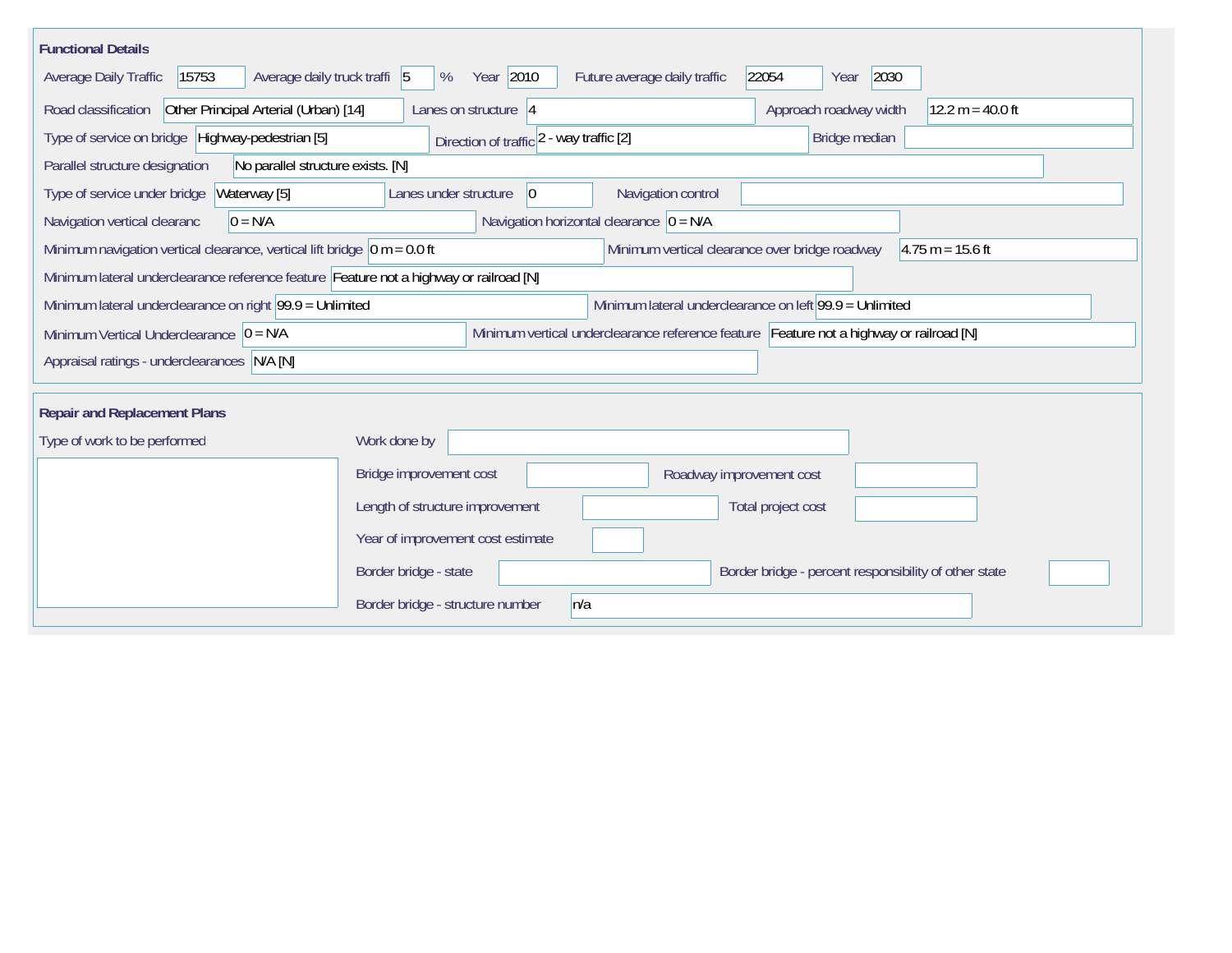## Functional Details

| Field | Value |
|---|---|
| Average Daily Traffic | 15753 |
| Average daily truck traffi | 5 % |
| Year | 2010 |
| Future average daily traffic | 22054 |
| Year | 2030 |
| Road classification | Other Principal Arterial (Urban) [14] |
| Lanes on structure | 4 |
| Approach roadway width | 12.2 m = 40.0 ft |
| Type of service on bridge | Highway-pedestrian [5] |
| Direction of traffic | 2 - way traffic [2] |
| Bridge median | |
| Parallel structure designation | No parallel structure exists. [N] |
| Type of service under bridge | Waterway [5] |
| Lanes under structure | 0 |
| Navigation control | |
| Navigation vertical clearanc | 0 = N/A |
| Navigation horizontal clearance | 0 = N/A |
| Minimum navigation vertical clearance, vertical lift bridge | 0 m = 0.0 ft |
| Minimum vertical clearance over bridge roadway | 4.75 m = 15.6 ft |
| Minimum lateral underclearance reference feature | Feature not a highway or railroad [N] |
| Minimum lateral underclearance on right | 99.9 = Unlimited |
| Minimum lateral underclearance on left | 99.9 = Unlimited |
| Minimum Vertical Underclearance | 0 = N/A |
| Minimum vertical underclearance reference feature | Feature not a highway or railroad [N] |
| Appraisal ratings - underclearances | N/A [N] |

## Repair and Replacement Plans

| Field | Value |
|---|---|
| Type of work to be performed | |
| Work done by | |
| Bridge improvement cost | |
| Roadway improvement cost | |
| Length of structure improvement | |
| Total project cost | |
| Year of improvement cost estimate | |
| Border bridge - state | |
| Border bridge - percent responsibility of other state | |
| Border bridge - structure number | n/a |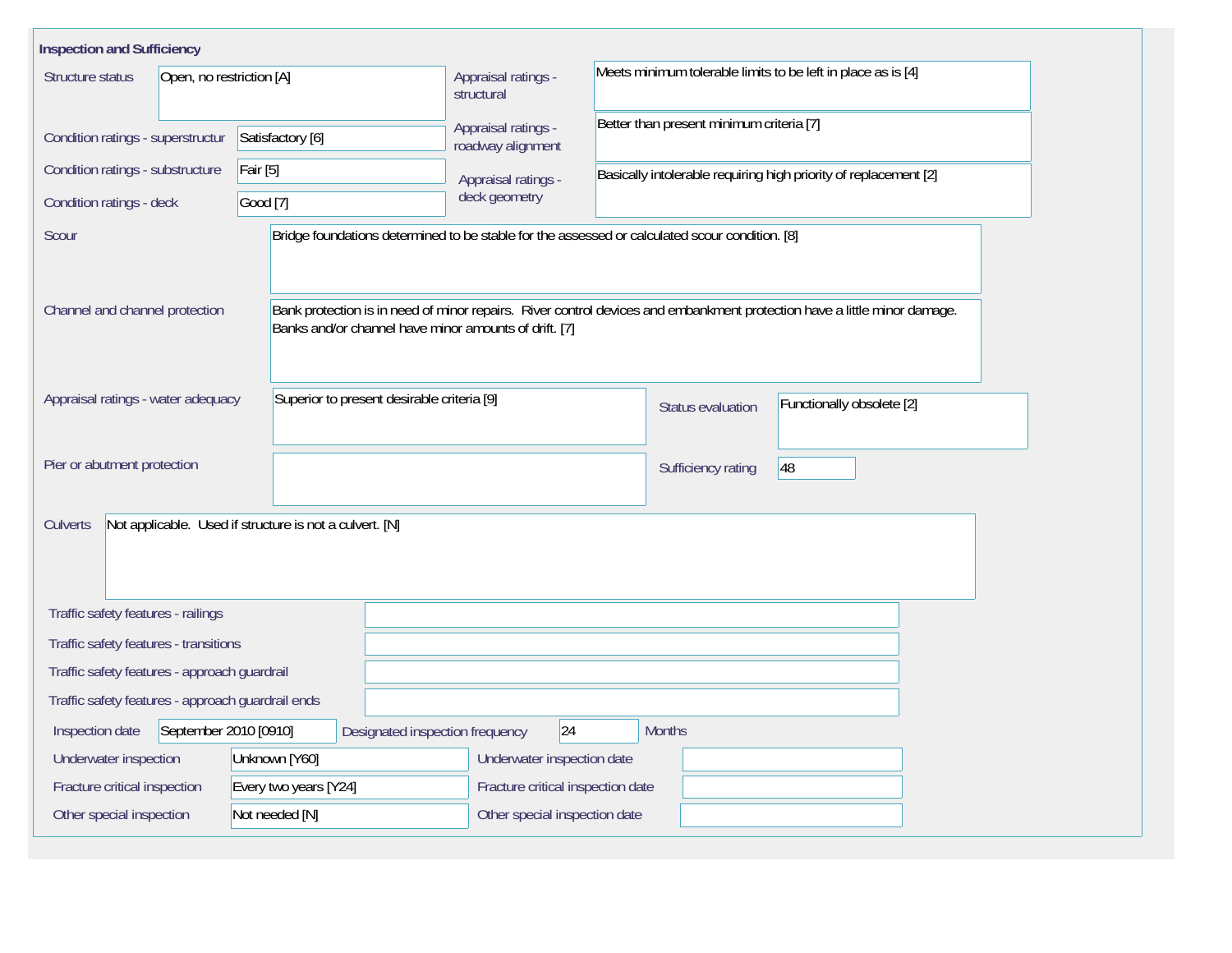## Inspection and Sufficiency

| | |
|---|---|
| Structure status | Open, no restriction [A] |
| Appraisal ratings - structural | Meets minimum tolerable limits to be left in place as is [4] |
| Condition ratings - superstructur | Satisfactory [6] |
| Appraisal ratings - roadway alignment | Better than present minimum criteria [7] |
| Condition ratings - substructure | Fair [5] |
| Appraisal ratings - deck geometry | Basically intolerable requiring high priority of replacement [2] |
| Condition ratings - deck | Good [7] |
| Scour | Bridge foundations determined to be stable for the assessed or calculated scour condition. [8] |
| Channel and channel protection | Bank protection is in need of minor repairs. River control devices and embankment protection have a little minor damage. Banks and/or channel have minor amounts of drift. [7] |
| Appraisal ratings - water adequacy | Superior to present desirable criteria [9] |
| Status evaluation | Functionally obsolete [2] |
| Pier or abutment protection | |
| Sufficiency rating | 48 |
| Culverts | Not applicable. Used if structure is not a culvert. [N] |
| Traffic safety features - railings | |
| Traffic safety features - transitions | |
| Traffic safety features - approach guardrail | |
| Traffic safety features - approach guardrail ends | |
| Inspection date | September 2010 [0910] |
| Designated inspection frequency | 24 Months |
| Underwater inspection | Unknown [Y60] |
| Underwater inspection date | |
| Fracture critical inspection | Every two years [Y24] |
| Fracture critical inspection date | |
| Other special inspection | Not needed [N] |
| Other special inspection date | |